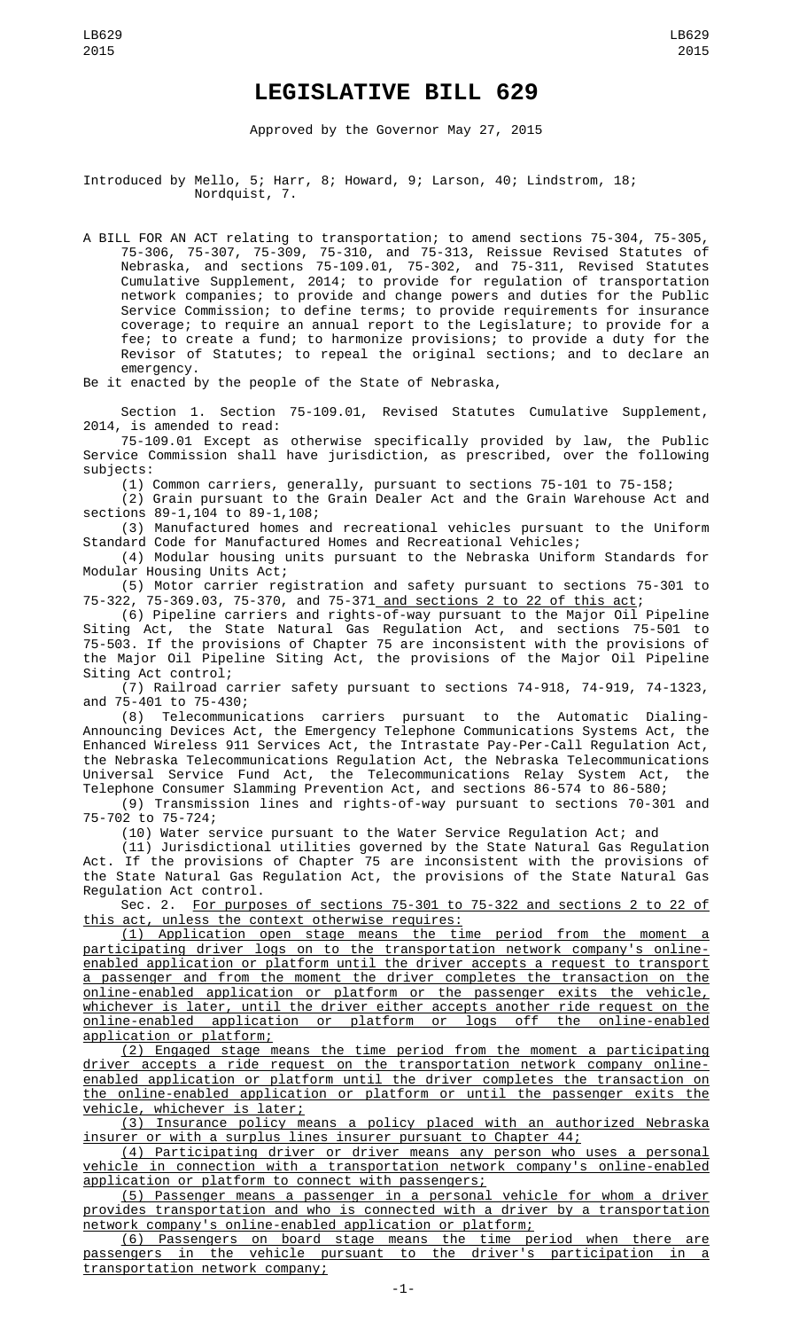# LEGISLATIVE BILL 629

Approved by the Governor May 27, 2015

Introduced by Mello, 5; Harr, 8; Howard, 9; Larson, 40; Lindstrom, 18; Nordquist, 7.

A BILL FOR AN ACT relating to transportation; to amend sections 75-304, 75-305, 75-306, 75-307, 75-309, 75-310, and 75-313, Reissue Revised Statutes of Nebraska, and sections 75-109.01, 75-302, and 75-311, Revised Statutes Cumulative Supplement, 2014; to provide for regulation of transportation network companies; to provide and change powers and duties for the Public Service Commission; to define terms; to provide requirements for insurance coverage; to require an annual report to the Legislature; to provide for a fee; to create a fund; to harmonize provisions; to provide a duty for the Revisor of Statutes; to repeal the original sections; and to declare an emergency.

Be it enacted by the people of the State of Nebraska,

Section 1. Section 75-109.01, Revised Statutes Cumulative Supplement, 2014, is amended to read:

75-109.01 Except as otherwise specifically provided by law, the Public Service Commission shall have jurisdiction, as prescribed, over the following subjects:

(1) Common carriers, generally, pursuant to sections 75-101 to 75-158;

(2) Grain pursuant to the Grain Dealer Act and the Grain Warehouse Act and sections 89-1,104 to 89-1,108;

(3) Manufactured homes and recreational vehicles pursuant to the Uniform Standard Code for Manufactured Homes and Recreational Vehicles;

(4) Modular housing units pursuant to the Nebraska Uniform Standards for Modular Housing Units Act;

(5) Motor carrier registration and safety pursuant to sections 75-301 to 75-322, 75-369.03, 75-370, and 75-371 and sections 2 to 22 of this act;

(6) Pipeline carriers and rights-of-way pursuant to the Major Oil Pipeline Siting Act, the State Natural Gas Regulation Act, and sections 75-501 to 75-503. If the provisions of Chapter 75 are inconsistent with the provisions of the Major Oil Pipeline Siting Act, the provisions of the Major Oil Pipeline Siting Act control;

(7) Railroad carrier safety pursuant to sections 74-918, 74-919, 74-1323, and 75-401 to 75-430;

(8) Telecommunications carriers pursuant to the Automatic Dialing-Announcing Devices Act, the Emergency Telephone Communications Systems Act, the Enhanced Wireless 911 Services Act, the Intrastate Pay-Per-Call Regulation Act, the Nebraska Telecommunications Regulation Act, the Nebraska Telecommunications Universal Service Fund Act, the Telecommunications Relay System Act, the Telephone Consumer Slamming Prevention Act, and sections 86-574 to 86-580;

(9) Transmission lines and rights-of-way pursuant to sections 70-301 and 75-702 to 75-724;

(10) Water service pursuant to the Water Service Regulation Act; and

(11) Jurisdictional utilities governed by the State Natural Gas Regulation Act. If the provisions of Chapter 75 are inconsistent with the provisions of the State Natural Gas Regulation Act, the provisions of the State Natural Gas Regulation Act control.

Sec. 2. For purposes of sections 75-301 to 75-322 and sections 2 to 22 of this act, unless the context otherwise requires:

(1) Application open stage means the time period from the moment a participating driver logs on to the transportation network company's online-enabled application or platform until the driver accepts a request to transport a passenger and from the moment the driver completes the transaction on the online-enabled application or platform or the passenger exits the vehicle, whichever is later, until the driver either accepts another ride request on the online-enabled application or platform or logs off the online-enabled application or platform;

(2) Engaged stage means the time period from the moment a participating driver accepts a ride request on the transportation network company online-enabled application or platform until the driver completes the transaction on the online-enabled application or platform or until the passenger exits the vehicle, whichever is later;

(3) Insurance policy means a policy placed with an authorized Nebraska insurer or with a surplus lines insurer pursuant to Chapter 44;

(4) Participating driver or driver means any person who uses a personal vehicle in connection with a transportation network company's online-enabled application or platform to connect with passengers;

(5) Passenger means a passenger in a personal vehicle for whom a driver provides transportation and who is connected with a driver by a transportation network company's online-enabled application or platform;

(6) Passengers on board stage means the time period when there are passengers in the vehicle pursuant to the driver's participation in a transportation network company;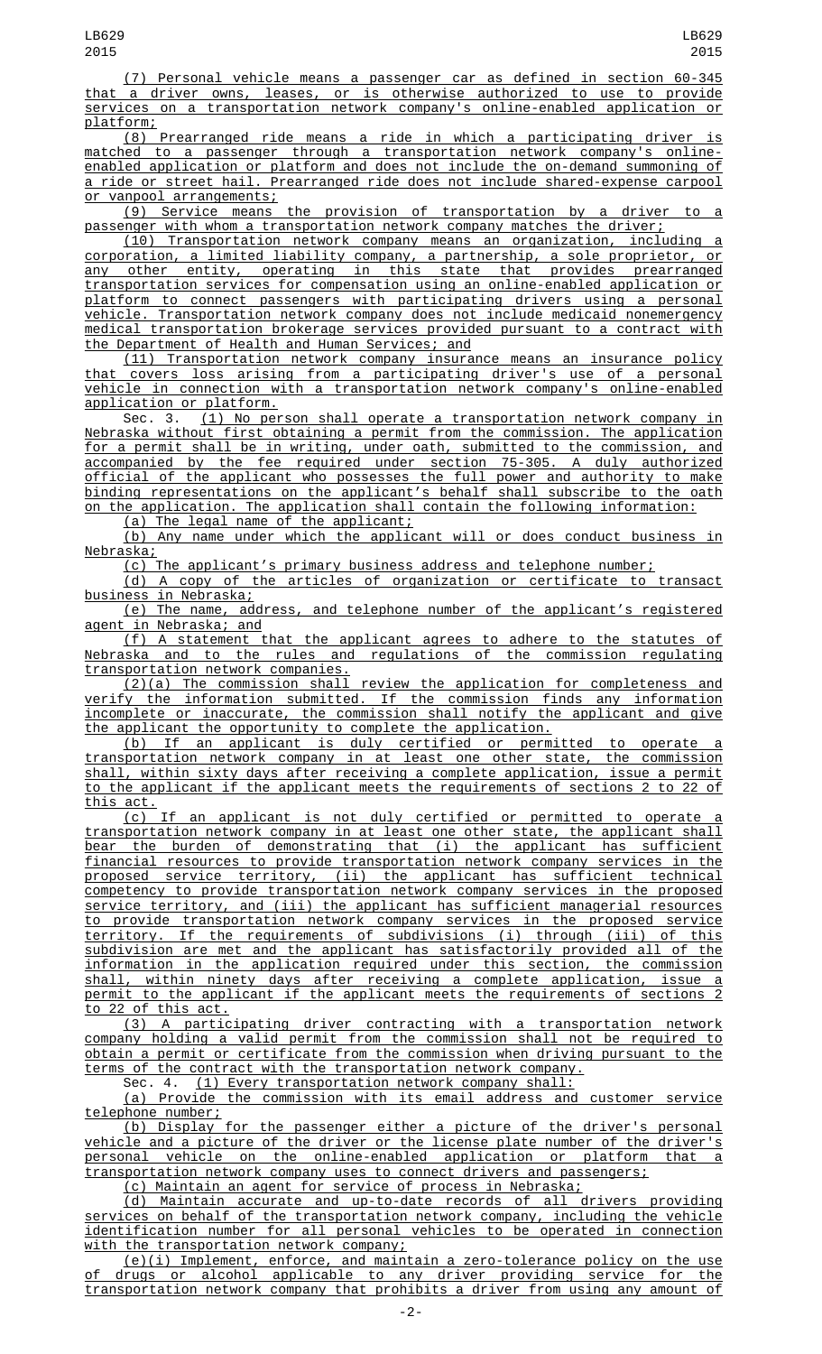(7) Personal vehicle means a passenger car as defined in section 60-345 that a driver owns, leases, or is otherwise authorized to use to provide services on a transportation network company's online-enabled application or platform;

(8) Prearranged ride means a ride in which a participating driver is matched to a passenger through a transportation network company's online-enabled application or platform and does not include the on-demand summoning of a ride or street hail. Prearranged ride does not include shared-expense carpool or vanpool arrangements;

(9) Service means the provision of transportation by a driver to a passenger with whom a transportation network company matches the driver;

(10) Transportation network company means an organization, including a corporation, a limited liability company, a partnership, a sole proprietor, or any other entity, operating in this state that provides prearranged transportation services for compensation using an online-enabled application or platform to connect passengers with participating drivers using a personal vehicle. Transportation network company does not include medicaid nonemergency medical transportation brokerage services provided pursuant to a contract with the Department of Health and Human Services; and

(11) Transportation network company insurance means an insurance policy that covers loss arising from a participating driver's use of a personal vehicle in connection with a transportation network company's online-enabled application or platform.

Sec. 3. (1) No person shall operate a transportation network company in Nebraska without first obtaining a permit from the commission. The application for a permit shall be in writing, under oath, submitted to the commission, and accompanied by the fee required under section 75-305. A duly authorized official of the applicant who possesses the full power and authority to make binding representations on the applicant's behalf shall subscribe to the oath on the application. The application shall contain the following information:

(a) The legal name of the applicant;

(b) Any name under which the applicant will or does conduct business in Nebraska;

(c) The applicant's primary business address and telephone number;

(d) A copy of the articles of organization or certificate to transact business in Nebraska;

(e) The name, address, and telephone number of the applicant's registered agent in Nebraska; and

(f) A statement that the applicant agrees to adhere to the statutes of Nebraska and to the rules and regulations of the commission regulating transportation network companies.

(2)(a) The commission shall review the application for completeness and verify the information submitted. If the commission finds any information incomplete or inaccurate, the commission shall notify the applicant and give the applicant the opportunity to complete the application.

(b) If an applicant is duly certified or permitted to operate a transportation network company in at least one other state, the commission shall, within sixty days after receiving a complete application, issue a permit to the applicant if the applicant meets the requirements of sections 2 to 22 of this act.

(c) If an applicant is not duly certified or permitted to operate a transportation network company in at least one other state, the applicant shall bear the burden of demonstrating that (i) the applicant has sufficient financial resources to provide transportation network company services in the proposed service territory, (ii) the applicant has sufficient technical competency to provide transportation network company services in the proposed service territory, and (iii) the applicant has sufficient managerial resources to provide transportation network company services in the proposed service territory. If the requirements of subdivisions (i) through (iii) of this subdivision are met and the applicant has satisfactorily provided all of the information in the application required under this section, the commission shall, within ninety days after receiving a complete application, issue a permit to the applicant if the applicant meets the requirements of sections 2 to 22 of this act.

(3) A participating driver contracting with a transportation network company holding a valid permit from the commission shall not be required to obtain a permit or certificate from the commission when driving pursuant to the terms of the contract with the transportation network company.

Sec. 4. (1) Every transportation network company shall:

(a) Provide the commission with its email address and customer service telephone number;

(b) Display for the passenger either a picture of the driver's personal vehicle and a picture of the driver or the license plate number of the driver's personal vehicle on the online-enabled application or platform that a transportation network company uses to connect drivers and passengers;

(c) Maintain an agent for service of process in Nebraska;

(d) Maintain accurate and up-to-date records of all drivers providing services on behalf of the transportation network company, including the vehicle identification number for all personal vehicles to be operated in connection with the transportation network company;

(e)(i) Implement, enforce, and maintain a zero-tolerance policy on the use of drugs or alcohol applicable to any driver providing service for the transportation network company that prohibits a driver from using any amount of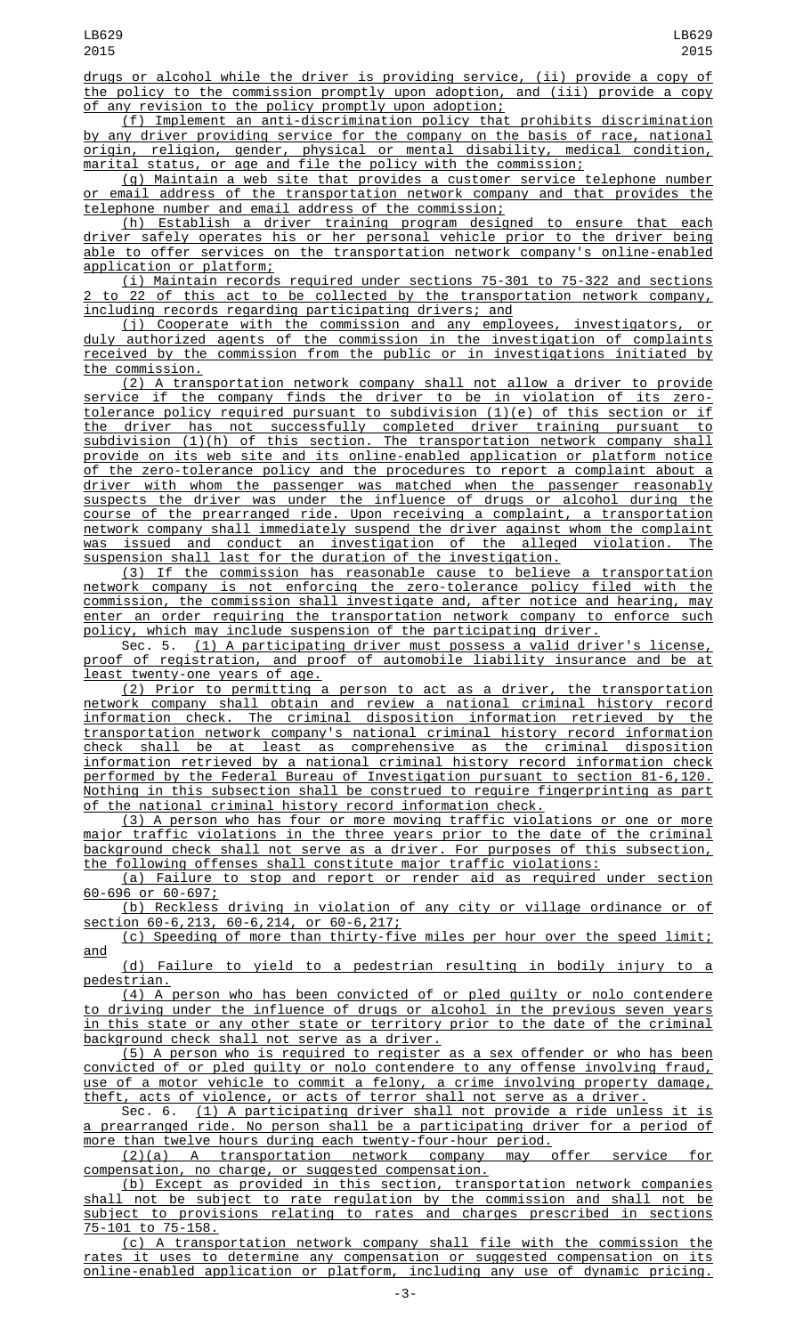drugs or alcohol while the driver is providing service, (ii) provide a copy of the policy to the commission promptly upon adoption, and (iii) provide a copy of any revision to the policy promptly upon adoption;

(f) Implement an anti-discrimination policy that prohibits discrimination by any driver providing service for the company on the basis of race, national origin, religion, gender, physical or mental disability, medical condition, marital status, or age and file the policy with the commission;

(g) Maintain a web site that provides a customer service telephone number or email address of the transportation network company and that provides the telephone number and email address of the commission;

(h) Establish a driver training program designed to ensure that each driver safely operates his or her personal vehicle prior to the driver being able to offer services on the transportation network company's online-enabled application or platform;

(i) Maintain records required under sections 75-301 to 75-322 and sections 2 to 22 of this act to be collected by the transportation network company, including records regarding participating drivers; and

(j) Cooperate with the commission and any employees, investigators, or duly authorized agents of the commission in the investigation of complaints received by the commission from the public or in investigations initiated by the commission.

(2) A transportation network company shall not allow a driver to provide service if the company finds the driver to be in violation of its zero-tolerance policy required pursuant to subdivision (1)(e) of this section or if the driver has not successfully completed driver training pursuant to subdivision (1)(h) of this section. The transportation network company shall provide on its web site and its online-enabled application or platform notice of the zero-tolerance policy and the procedures to report a complaint about a driver with whom the passenger was matched when the passenger reasonably suspects the driver was under the influence of drugs or alcohol during the course of the prearranged ride. Upon receiving a complaint, a transportation network company shall immediately suspend the driver against whom the complaint was issued and conduct an investigation of the alleged violation. The suspension shall last for the duration of the investigation.

(3) If the commission has reasonable cause to believe a transportation network company is not enforcing the zero-tolerance policy filed with the commission, the commission shall investigate and, after notice and hearing, may enter an order requiring the transportation network company to enforce such policy, which may include suspension of the participating driver.

Sec. 5. (1) A participating driver must possess a valid driver's license, proof of registration, and proof of automobile liability insurance and be at least twenty-one years of age.

(2) Prior to permitting a person to act as a driver, the transportation network company shall obtain and review a national criminal history record information check. The criminal disposition information retrieved by the transportation network company's national criminal history record information check shall be at least as comprehensive as the criminal disposition information retrieved by a national criminal history record information check performed by the Federal Bureau of Investigation pursuant to section 81-6,120. Nothing in this subsection shall be construed to require fingerprinting as part of the national criminal history record information check.

(3) A person who has four or more moving traffic violations or one or more major traffic violations in the three years prior to the date of the criminal background check shall not serve as a driver. For purposes of this subsection, the following offenses shall constitute major traffic violations:

(a) Failure to stop and report or render aid as required under section 60-696 or 60-697;

(b) Reckless driving in violation of any city or village ordinance or of section 60-6,213, 60-6,214, or 60-6,217;

(c) Speeding of more than thirty-five miles per hour over the speed limit; and

(d) Failure to yield to a pedestrian resulting in bodily injury to a pedestrian.

(4) A person who has been convicted of or pled guilty or nolo contendere to driving under the influence of drugs or alcohol in the previous seven years in this state or any other state or territory prior to the date of the criminal background check shall not serve as a driver.

(5) A person who is required to register as a sex offender or who has been convicted of or pled guilty or nolo contendere to any offense involving fraud, use of a motor vehicle to commit a felony, a crime involving property damage, theft, acts of violence, or acts of terror shall not serve as a driver.

Sec. 6. (1) A participating driver shall not provide a ride unless it is a prearranged ride. No person shall be a participating driver for a period of more than twelve hours during each twenty-four-hour period.

(2)(a) A transportation network company may offer service for compensation, no charge, or suggested compensation.

(b) Except as provided in this section, transportation network companies shall not be subject to rate regulation by the commission and shall not be subject to provisions relating to rates and charges prescribed in sections 75-101 to 75-158.

(c) A transportation network company shall file with the commission the rates it uses to determine any compensation or suggested compensation on its online-enabled application or platform, including any use of dynamic pricing.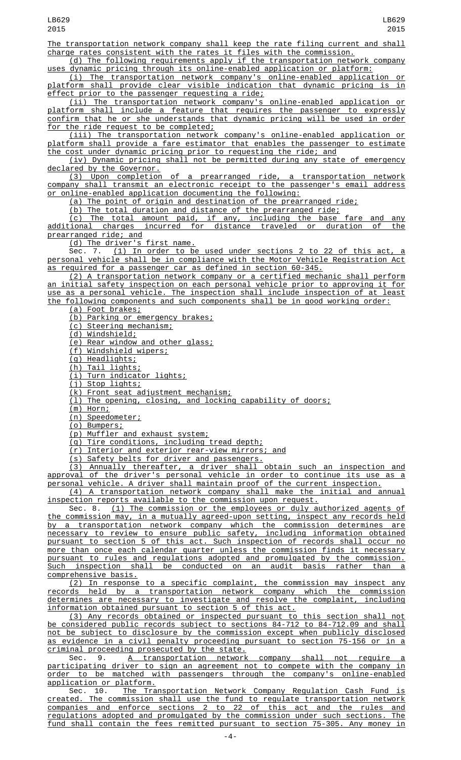The transportation network company shall keep the rate filing current and shall charge rates consistent with the rates it files with the commission.

(d) The following requirements apply if the transportation network company uses dynamic pricing through its online-enabled application or platform:

(i) The transportation network company's online-enabled application or platform shall provide clear visible indication that dynamic pricing is in effect prior to the passenger requesting a ride;

(ii) The transportation network company's online-enabled application or platform shall include a feature that requires the passenger to expressly confirm that he or she understands that dynamic pricing will be used in order for the ride request to be completed;

(iii) The transportation network company's online-enabled application or platform shall provide a fare estimator that enables the passenger to estimate the cost under dynamic pricing prior to requesting the ride; and

(iv) Dynamic pricing shall not be permitted during any state of emergency declared by the Governor.

(3) Upon completion of a prearranged ride, a transportation network company shall transmit an electronic receipt to the passenger's email address or online-enabled application documenting the following:

(a) The point of origin and destination of the prearranged ride;

(b) The total duration and distance of the prearranged ride;

(c) The total amount paid, if any, including the base fare and any additional charges incurred for distance traveled or duration of the prearranged ride; and

(d) The driver's first name.

Sec. 7. (1) In order to be used under sections 2 to 22 of this act, a personal vehicle shall be in compliance with the Motor Vehicle Registration Act as required for a passenger car as defined in section 60-345.

(2) A transportation network company or a certified mechanic shall perform an initial safety inspection on each personal vehicle prior to approving it for use as a personal vehicle. The inspection shall include inspection of at least the following components and such components shall be in good working order:

(a) Foot brakes;

(b) Parking or emergency brakes;

(c) Steering mechanism;

(d) Windshield;

(e) Rear window and other glass;

(f) Windshield wipers;

(g) Headlights;

(h) Tail lights;

(i) Turn indicator lights;

(j) Stop lights;

(k) Front seat adjustment mechanism;

(l) The opening, closing, and locking capability of doors;

(m) Horn;

(n) Speedometer;

(o) Bumpers;

(p) Muffler and exhaust system;

(q) Tire conditions, including tread depth;

(r) Interior and exterior rear-view mirrors; and

(s) Safety belts for driver and passengers.

(3) Annually thereafter, a driver shall obtain such an inspection and approval of the driver's personal vehicle in order to continue its use as a personal vehicle. A driver shall maintain proof of the current inspection.

(4) A transportation network company shall make the initial and annual inspection reports available to the commission upon request.

Sec. 8. (1) The commission or the employees or duly authorized agents of the commission may, in a mutually agreed-upon setting, inspect any records held by a transportation network company which the commission determines are necessary to review to ensure public safety, including information obtained pursuant to section 5 of this act. Such inspection of records shall occur no more than once each calendar quarter unless the commission finds it necessary pursuant to rules and regulations adopted and promulgated by the commission. Such inspection shall be conducted on an audit basis rather than a comprehensive basis.

(2) In response to a specific complaint, the commission may inspect any records held by a transportation network company which the commission determines are necessary to investigate and resolve the complaint, including information obtained pursuant to section 5 of this act.

(3) Any records obtained or inspected pursuant to this section shall not be considered public records subject to sections 84-712 to 84-712.09 and shall not be subject to disclosure by the commission except when publicly disclosed as evidence in a civil penalty proceeding pursuant to section 75-156 or in a criminal proceeding prosecuted by the state.

Sec. 9. A transportation network company shall not require a participating driver to sign an agreement not to compete with the company in order to be matched with passengers through the company's online-enabled application or platform.

Sec. 10. The Transportation Network Company Regulation Cash Fund is created. The commission shall use the fund to regulate transportation network companies and enforce sections 2 to 22 of this act and the rules and regulations adopted and promulgated by the commission under such sections. The fund shall contain the fees remitted pursuant to section 75-305. Any money in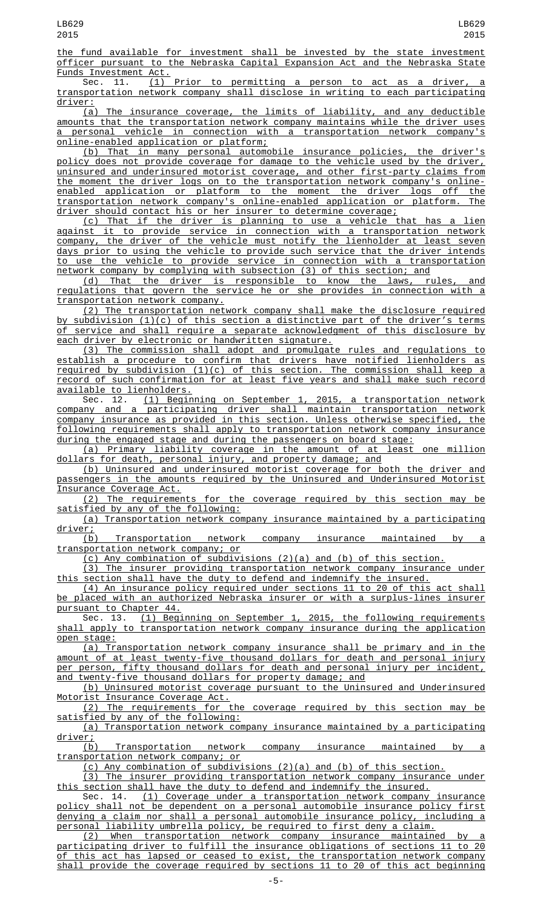the fund available for investment shall be invested by the state investment officer pursuant to the Nebraska Capital Expansion Act and the Nebraska State Funds Investment Act.

Sec. 11. (1) Prior to permitting a person to act as a driver, a transportation network company shall disclose in writing to each participating driver:

(a) The insurance coverage, the limits of liability, and any deductible amounts that the transportation network company maintains while the driver uses a personal vehicle in connection with a transportation network company's online-enabled application or platform;

(b) That in many personal automobile insurance policies, the driver's policy does not provide coverage for damage to the vehicle used by the driver, uninsured and underinsured motorist coverage, and other first-party claims from the moment the driver logs on to the transportation network company's online-enabled application or platform to the moment the driver logs off the transportation network company's online-enabled application or platform. The driver should contact his or her insurer to determine coverage;

(c) That if the driver is planning to use a vehicle that has a lien against it to provide service in connection with a transportation network company, the driver of the vehicle must notify the lienholder at least seven days prior to using the vehicle to provide such service that the driver intends to use the vehicle to provide service in connection with a transportation network company by complying with subsection (3) of this section; and

(d) That the driver is responsible to know the laws, rules, and regulations that govern the service he or she provides in connection with a transportation network company.

(2) The transportation network company shall make the disclosure required by subdivision (1)(c) of this section a distinctive part of the driver's terms of service and shall require a separate acknowledgment of this disclosure by each driver by electronic or handwritten signature.

(3) The commission shall adopt and promulgate rules and regulations to establish a procedure to confirm that drivers have notified lienholders as required by subdivision (1)(c) of this section. The commission shall keep a record of such confirmation for at least five years and shall make such record available to lienholders.

Sec. 12. (1) Beginning on September 1, 2015, a transportation network company and a participating driver shall maintain transportation network company insurance as provided in this section. Unless otherwise specified, the following requirements shall apply to transportation network company insurance during the engaged stage and during the passengers on board stage:

(a) Primary liability coverage in the amount of at least one million dollars for death, personal injury, and property damage; and

(b) Uninsured and underinsured motorist coverage for both the driver and passengers in the amounts required by the Uninsured and Underinsured Motorist Insurance Coverage Act.

(2) The requirements for the coverage required by this section may be satisfied by any of the following:

(a) Transportation network company insurance maintained by a participating driver;

(b) Transportation network company insurance maintained by a transportation network company; or

(c) Any combination of subdivisions (2)(a) and (b) of this section.

(3) The insurer providing transportation network company insurance under this section shall have the duty to defend and indemnify the insured.

(4) An insurance policy required under sections 11 to 20 of this act shall be placed with an authorized Nebraska insurer or with a surplus-lines insurer pursuant to Chapter 44.

Sec. 13. (1) Beginning on September 1, 2015, the following requirements shall apply to transportation network company insurance during the application open stage:

(a) Transportation network company insurance shall be primary and in the amount of at least twenty-five thousand dollars for death and personal injury per person, fifty thousand dollars for death and personal injury per incident, and twenty-five thousand dollars for property damage; and

(b) Uninsured motorist coverage pursuant to the Uninsured and Underinsured Motorist Insurance Coverage Act.

(2) The requirements for the coverage required by this section may be satisfied by any of the following:

(a) Transportation network company insurance maintained by a participating driver;

(b) Transportation network company insurance maintained by a transportation network company; or

(c) Any combination of subdivisions (2)(a) and (b) of this section.

(3) The insurer providing transportation network company insurance under this section shall have the duty to defend and indemnify the insured.

Sec. 14. (1) Coverage under a transportation network company insurance policy shall not be dependent on a personal automobile insurance policy first denying a claim nor shall a personal automobile insurance policy, including a personal liability umbrella policy, be required to first deny a claim.

(2) When transportation network company insurance maintained by a participating driver to fulfill the insurance obligations of sections 11 to 20 of this act has lapsed or ceased to exist, the transportation network company shall provide the coverage required by sections 11 to 20 of this act beginning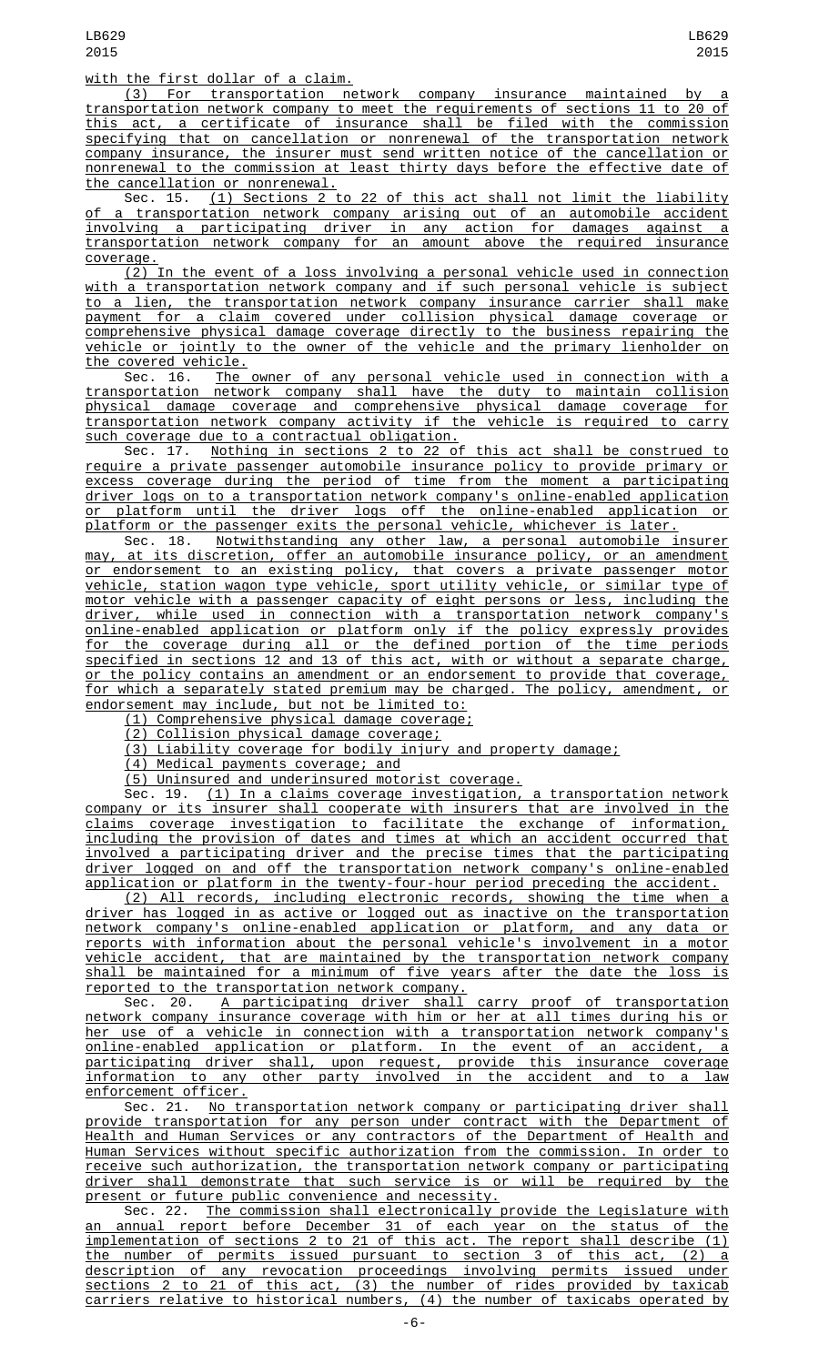with the first dollar of a claim.

(3) For transportation network company insurance maintained by a transportation network company to meet the requirements of sections 11 to 20 of this act, a certificate of insurance shall be filed with the commission specifying that on cancellation or nonrenewal of the transportation network company insurance, the insurer must send written notice of the cancellation or nonrenewal to the commission at least thirty days before the effective date of the cancellation or nonrenewal.

Sec. 15. (1) Sections 2 to 22 of this act shall not limit the liability of a transportation network company arising out of an automobile accident involving a participating driver in any action for damages against a transportation network company for an amount above the required insurance coverage.

(2) In the event of a loss involving a personal vehicle used in connection with a transportation network company and if such personal vehicle is subject to a lien, the transportation network company insurance carrier shall make payment for a claim covered under collision physical damage coverage or comprehensive physical damage coverage directly to the business repairing the vehicle or jointly to the owner of the vehicle and the primary lienholder on the covered vehicle.

Sec. 16. The owner of any personal vehicle used in connection with a transportation network company shall have the duty to maintain collision physical damage coverage and comprehensive physical damage coverage for transportation network company activity if the vehicle is required to carry such coverage due to a contractual obligation.

Sec. 17. Nothing in sections 2 to 22 of this act shall be construed to require a private passenger automobile insurance policy to provide primary or excess coverage during the period of time from the moment a participating driver logs on to a transportation network company's online-enabled application or platform until the driver logs off the online-enabled application or platform or the passenger exits the personal vehicle, whichever is later.

Sec. 18. Notwithstanding any other law, a personal automobile insurer may, at its discretion, offer an automobile insurance policy, or an amendment or endorsement to an existing policy, that covers a private passenger motor vehicle, station wagon type vehicle, sport utility vehicle, or similar type of motor vehicle with a passenger capacity of eight persons or less, including the driver, while used in connection with a transportation network company's online-enabled application or platform only if the policy expressly provides for the coverage during all or the defined portion of the time periods specified in sections 12 and 13 of this act, with or without a separate charge, or the policy contains an amendment or an endorsement to provide that coverage, for which a separately stated premium may be charged. The policy, amendment, or endorsement may include, but not be limited to:

(1) Comprehensive physical damage coverage;

(2) Collision physical damage coverage;

(3) Liability coverage for bodily injury and property damage;

(4) Medical payments coverage; and

(5) Uninsured and underinsured motorist coverage.

Sec. 19. (1) In a claims coverage investigation, a transportation network company or its insurer shall cooperate with insurers that are involved in the claims coverage investigation to facilitate the exchange of information, including the provision of dates and times at which an accident occurred that involved a participating driver and the precise times that the participating driver logged on and off the transportation network company's online-enabled application or platform in the twenty-four-hour period preceding the accident.

(2) All records, including electronic records, showing the time when a driver has logged in as active or logged out as inactive on the transportation network company's online-enabled application or platform, and any data or reports with information about the personal vehicle's involvement in a motor vehicle accident, that are maintained by the transportation network company shall be maintained for a minimum of five years after the date the loss is reported to the transportation network company.

Sec. 20. A participating driver shall carry proof of transportation network company insurance coverage with him or her at all times during his or her use of a vehicle in connection with a transportation network company's online-enabled application or platform. In the event of an accident, a participating driver shall, upon request, provide this insurance coverage information to any other party involved in the accident and to a law enforcement officer.

Sec. 21. No transportation network company or participating driver shall provide transportation for any person under contract with the Department of Health and Human Services or any contractors of the Department of Health and Human Services without specific authorization from the commission. In order to receive such authorization, the transportation network company or participating driver shall demonstrate that such service is or will be required by the present or future public convenience and necessity.

Sec. 22. The commission shall electronically provide the Legislature with an annual report before December 31 of each year on the status of the implementation of sections 2 to 21 of this act. The report shall describe (1) the number of permits issued pursuant to section 3 of this act, (2) a description of any revocation proceedings involving permits issued under sections 2 to 21 of this act, (3) the number of rides provided by taxicab carriers relative to historical numbers, (4) the number of taxicabs operated by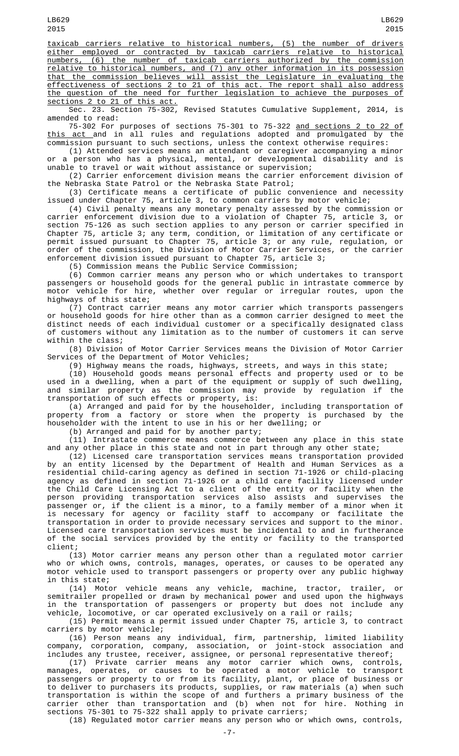taxicab carriers relative to historical numbers, (5) the number of drivers either employed or contracted by taxicab carriers relative to historical numbers, (6) the number of taxicab carriers authorized by the commission relative to historical numbers, and (7) any other information in its possession that the commission believes will assist the Legislature in evaluating the effectiveness of sections 2 to 21 of this act. The report shall also address the question of the need for further legislation to achieve the purposes of sections 2 to 21 of this act.

Sec. 23. Section 75-302, Revised Statutes Cumulative Supplement, 2014, is amended to read:

75-302 For purposes of sections 75-301 to 75-322 and sections 2 to 22 of this act and in all rules and regulations adopted and promulgated by the commission pursuant to such sections, unless the context otherwise requires:

(1) Attended services means an attendant or caregiver accompanying a minor or a person who has a physical, mental, or developmental disability and is unable to travel or wait without assistance or supervision;

(2) Carrier enforcement division means the carrier enforcement division of the Nebraska State Patrol or the Nebraska State Patrol;

(3) Certificate means a certificate of public convenience and necessity issued under Chapter 75, article 3, to common carriers by motor vehicle;

(4) Civil penalty means any monetary penalty assessed by the commission or carrier enforcement division due to a violation of Chapter 75, article 3, or section 75-126 as such section applies to any person or carrier specified in Chapter 75, article 3; any term, condition, or limitation of any certificate or permit issued pursuant to Chapter 75, article 3; or any rule, regulation, or order of the commission, the Division of Motor Carrier Services, or the carrier enforcement division issued pursuant to Chapter 75, article 3;

(5) Commission means the Public Service Commission;

(6) Common carrier means any person who or which undertakes to transport passengers or household goods for the general public in intrastate commerce by motor vehicle for hire, whether over regular or irregular routes, upon the highways of this state;

(7) Contract carrier means any motor carrier which transports passengers or household goods for hire other than as a common carrier designed to meet the distinct needs of each individual customer or a specifically designated class of customers without any limitation as to the number of customers it can serve within the class;

(8) Division of Motor Carrier Services means the Division of Motor Carrier Services of the Department of Motor Vehicles;

(9) Highway means the roads, highways, streets, and ways in this state;

(10) Household goods means personal effects and property used or to be used in a dwelling, when a part of the equipment or supply of such dwelling, and similar property as the commission may provide by regulation if the transportation of such effects or property, is:

(a) Arranged and paid for by the householder, including transportation of property from a factory or store when the property is purchased by the householder with the intent to use in his or her dwelling; or

(b) Arranged and paid for by another party;

(11) Intrastate commerce means commerce between any place in this state and any other place in this state and not in part through any other state;

(12) Licensed care transportation services means transportation provided by an entity licensed by the Department of Health and Human Services as a residential child-caring agency as defined in section 71-1926 or child-placing agency as defined in section 71-1926 or a child care facility licensed under the Child Care Licensing Act to a client of the entity or facility when the person providing transportation services also assists and supervises the passenger or, if the client is a minor, to a family member of a minor when it is necessary for agency or facility staff to accompany or facilitate the transportation in order to provide necessary services and support to the minor. Licensed care transportation services must be incidental to and in furtherance of the social services provided by the entity or facility to the transported client;

(13) Motor carrier means any person other than a regulated motor carrier who or which owns, controls, manages, operates, or causes to be operated any motor vehicle used to transport passengers or property over any public highway in this state;

(14) Motor vehicle means any vehicle, machine, tractor, trailer, or semitrailer propelled or drawn by mechanical power and used upon the highways in the transportation of passengers or property but does not include any vehicle, locomotive, or car operated exclusively on a rail or rails;

(15) Permit means a permit issued under Chapter 75, article 3, to contract carriers by motor vehicle;

(16) Person means any individual, firm, partnership, limited liability company, corporation, company, association, or joint-stock association and includes any trustee, receiver, assignee, or personal representative thereof;

(17) Private carrier means any motor carrier which owns, controls, manages, operates, or causes to be operated a motor vehicle to transport passengers or property to or from its facility, plant, or place of business or to deliver to purchasers its products, supplies, or raw materials (a) when such transportation is within the scope of and furthers a primary business of the carrier other than transportation and (b) when not for hire. Nothing in sections 75-301 to 75-322 shall apply to private carriers;

(18) Regulated motor carrier means any person who or which owns, controls,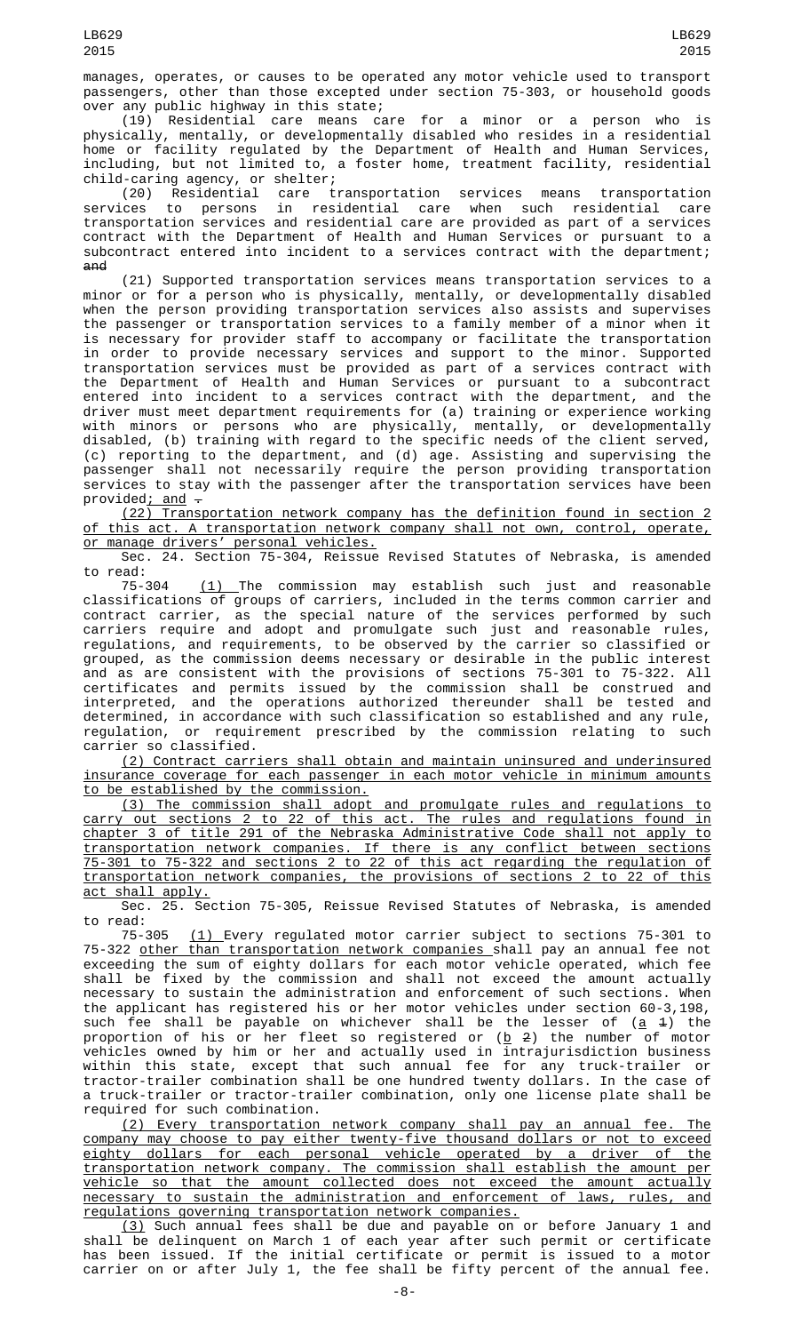manages, operates, or causes to be operated any motor vehicle used to transport passengers, other than those excepted under section 75-303, or household goods over any public highway in this state;

(19) Residential care means care for a minor or a person who is physically, mentally, or developmentally disabled who resides in a residential home or facility regulated by the Department of Health and Human Services, including, but not limited to, a foster home, treatment facility, residential child-caring agency, or shelter;

(20) Residential care transportation services means transportation services to persons in residential care when such residential care transportation services and residential care are provided as part of a services contract with the Department of Health and Human Services or pursuant to a subcontract entered into incident to a services contract with the department; ~~and~~

(21) Supported transportation services means transportation services to a minor or for a person who is physically, mentally, or developmentally disabled when the person providing transportation services also assists and supervises the passenger or transportation services to a family member of a minor when it is necessary for provider staff to accompany or facilitate the transportation in order to provide necessary services and support to the minor. Supported transportation services must be provided as part of a services contract with the Department of Health and Human Services or pursuant to a subcontract entered into incident to a services contract with the department, and the driver must meet department requirements for (a) training or experience working with minors or persons who are physically, mentally, or developmentally disabled, (b) training with regard to the specific needs of the client served, (c) reporting to the department, and (d) age. Assisting and supervising the passenger shall not necessarily require the person providing transportation services to stay with the passenger after the transportation services have been provided; and ~~.~~

(22) Transportation network company has the definition found in section 2 of this act. A transportation network company shall not own, control, operate, or manage drivers' personal vehicles.

Sec. 24. Section 75-304, Reissue Revised Statutes of Nebraska, is amended to read:

75-304 (1) The commission may establish such just and reasonable classifications of groups of carriers, included in the terms common carrier and contract carrier, as the special nature of the services performed by such carriers require and adopt and promulgate such just and reasonable rules, regulations, and requirements, to be observed by the carrier so classified or grouped, as the commission deems necessary or desirable in the public interest and as are consistent with the provisions of sections 75-301 to 75-322. All certificates and permits issued by the commission shall be construed and interpreted, and the operations authorized thereunder shall be tested and determined, in accordance with such classification so established and any rule, regulation, or requirement prescribed by the commission relating to such carrier so classified.

(2) Contract carriers shall obtain and maintain uninsured and underinsured insurance coverage for each passenger in each motor vehicle in minimum amounts to be established by the commission.

(3) The commission shall adopt and promulgate rules and regulations to carry out sections 2 to 22 of this act. The rules and regulations found in chapter 3 of title 291 of the Nebraska Administrative Code shall not apply to transportation network companies. If there is any conflict between sections 75-301 to 75-322 and sections 2 to 22 of this act regarding the regulation of transportation network companies, the provisions of sections 2 to 22 of this act shall apply.

Sec. 25. Section 75-305, Reissue Revised Statutes of Nebraska, is amended to read:

75-305 (1) Every regulated motor carrier subject to sections 75-301 to 75-322 other than transportation network companies shall pay an annual fee not exceeding the sum of eighty dollars for each motor vehicle operated, which fee shall be fixed by the commission and shall not exceed the amount actually necessary to sustain the administration and enforcement of such sections. When the applicant has registered his or her motor vehicles under section 60-3,198, such fee shall be payable on whichever shall be the lesser of (a ~~1~~) the proportion of his or her fleet so registered or (b ~~2~~) the number of motor vehicles owned by him or her and actually used in intrajurisdiction business within this state, except that such annual fee for any truck-trailer or tractor-trailer combination shall be one hundred twenty dollars. In the case of a truck-trailer or tractor-trailer combination, only one license plate shall be required for such combination.

(2) Every transportation network company shall pay an annual fee. The company may choose to pay either twenty-five thousand dollars or not to exceed eighty dollars for each personal vehicle operated by a driver of the transportation network company. The commission shall establish the amount per vehicle so that the amount collected does not exceed the amount actually necessary to sustain the administration and enforcement of laws, rules, and regulations governing transportation network companies.

(3) Such annual fees shall be due and payable on or before January 1 and shall be delinquent on March 1 of each year after such permit or certificate has been issued. If the initial certificate or permit is issued to a motor carrier on or after July 1, the fee shall be fifty percent of the annual fee.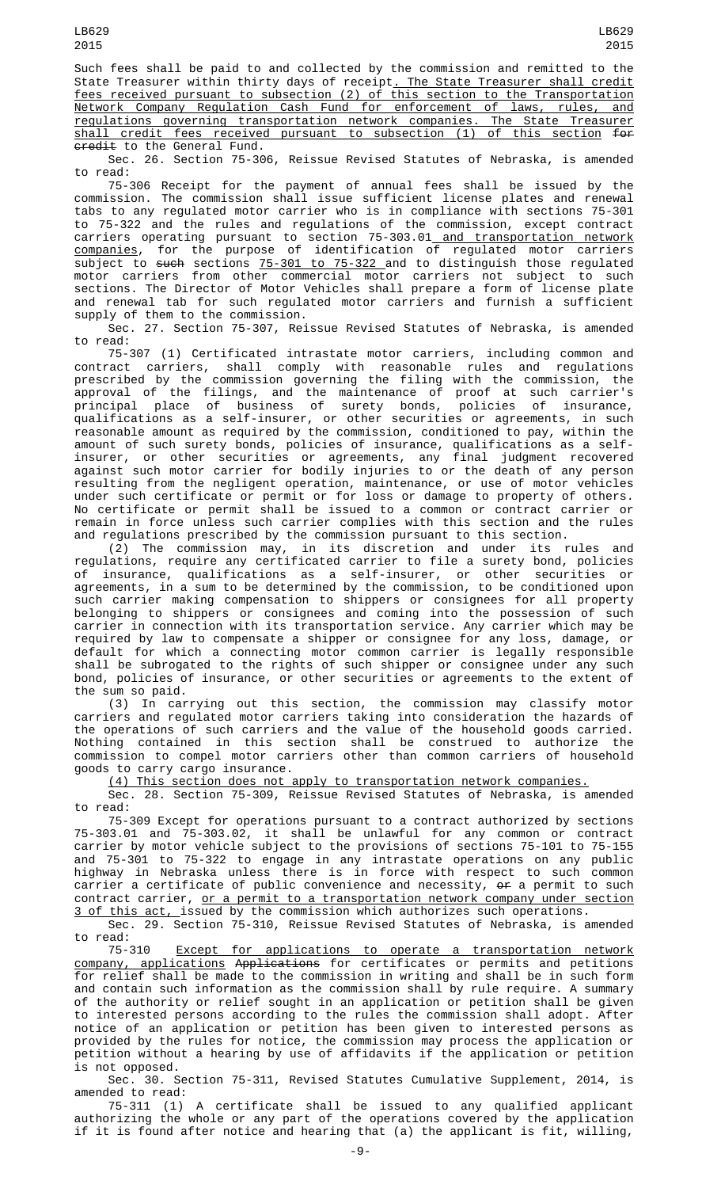Such fees shall be paid to and collected by the commission and remitted to the State Treasurer within thirty days of receipt. The State Treasurer shall credit fees received pursuant to subsection (2) of this section to the Transportation Network Company Regulation Cash Fund for enforcement of laws, rules, and regulations governing transportation network companies. The State Treasurer shall credit fees received pursuant to subsection (1) of this section ~~for credit~~ to the General Fund.

Sec. 26. Section 75-306, Reissue Revised Statutes of Nebraska, is amended to read:

75-306 Receipt for the payment of annual fees shall be issued by the commission. The commission shall issue sufficient license plates and renewal tabs to any regulated motor carrier who is in compliance with sections 75-301 to 75-322 and the rules and regulations of the commission, except contract carriers operating pursuant to section 75-303.01 and transportation network companies, for the purpose of identification of regulated motor carriers subject to ~~such~~ sections 75-301 to 75-322 and to distinguish those regulated motor carriers from other commercial motor carriers not subject to such sections. The Director of Motor Vehicles shall prepare a form of license plate and renewal tab for such regulated motor carriers and furnish a sufficient supply of them to the commission.

Sec. 27. Section 75-307, Reissue Revised Statutes of Nebraska, is amended to read:

75-307 (1) Certificated intrastate motor carriers, including common and contract carriers, shall comply with reasonable rules and regulations prescribed by the commission governing the filing with the commission, the approval of the filings, and the maintenance of proof at such carrier's principal place of business of surety bonds, policies of insurance, qualifications as a self-insurer, or other securities or agreements, in such reasonable amount as required by the commission, conditioned to pay, within the amount of such surety bonds, policies of insurance, qualifications as a self-insurer, or other securities or agreements, any final judgment recovered against such motor carrier for bodily injuries to or the death of any person resulting from the negligent operation, maintenance, or use of motor vehicles under such certificate or permit or for loss or damage to property of others. No certificate or permit shall be issued to a common or contract carrier or remain in force unless such carrier complies with this section and the rules and regulations prescribed by the commission pursuant to this section.

(2) The commission may, in its discretion and under its rules and regulations, require any certificated carrier to file a surety bond, policies of insurance, qualifications as a self-insurer, or other securities or agreements, in a sum to be determined by the commission, to be conditioned upon such carrier making compensation to shippers or consignees for all property belonging to shippers or consignees and coming into the possession of such carrier in connection with its transportation service. Any carrier which may be required by law to compensate a shipper or consignee for any loss, damage, or default for which a connecting motor common carrier is legally responsible shall be subrogated to the rights of such shipper or consignee under any such bond, policies of insurance, or other securities or agreements to the extent of the sum so paid.

(3) In carrying out this section, the commission may classify motor carriers and regulated motor carriers taking into consideration the hazards of the operations of such carriers and the value of the household goods carried. Nothing contained in this section shall be construed to authorize the commission to compel motor carriers other than common carriers of household goods to carry cargo insurance.

(4) This section does not apply to transportation network companies.

Sec. 28. Section 75-309, Reissue Revised Statutes of Nebraska, is amended to read:

75-309 Except for operations pursuant to a contract authorized by sections 75-303.01 and 75-303.02, it shall be unlawful for any common or contract carrier by motor vehicle subject to the provisions of sections 75-101 to 75-155 and 75-301 to 75-322 to engage in any intrastate operations on any public highway in Nebraska unless there is in force with respect to such common carrier a certificate of public convenience and necessity, ~~or~~ a permit to such contract carrier, or a permit to a transportation network company under section 3 of this act, issued by the commission which authorizes such operations.

Sec. 29. Section 75-310, Reissue Revised Statutes of Nebraska, is amended to read:

75-310 Except for applications to operate a transportation network company, applications ~~Applications~~ for certificates or permits and petitions for relief shall be made to the commission in writing and shall be in such form and contain such information as the commission shall by rule require. A summary of the authority or relief sought in an application or petition shall be given to interested persons according to the rules the commission shall adopt. After notice of an application or petition has been given to interested persons as provided by the rules for notice, the commission may process the application or petition without a hearing by use of affidavits if the application or petition is not opposed.

Sec. 30. Section 75-311, Revised Statutes Cumulative Supplement, 2014, is amended to read:

75-311 (1) A certificate shall be issued to any qualified applicant authorizing the whole or any part of the operations covered by the application if it is found after notice and hearing that (a) the applicant is fit, willing,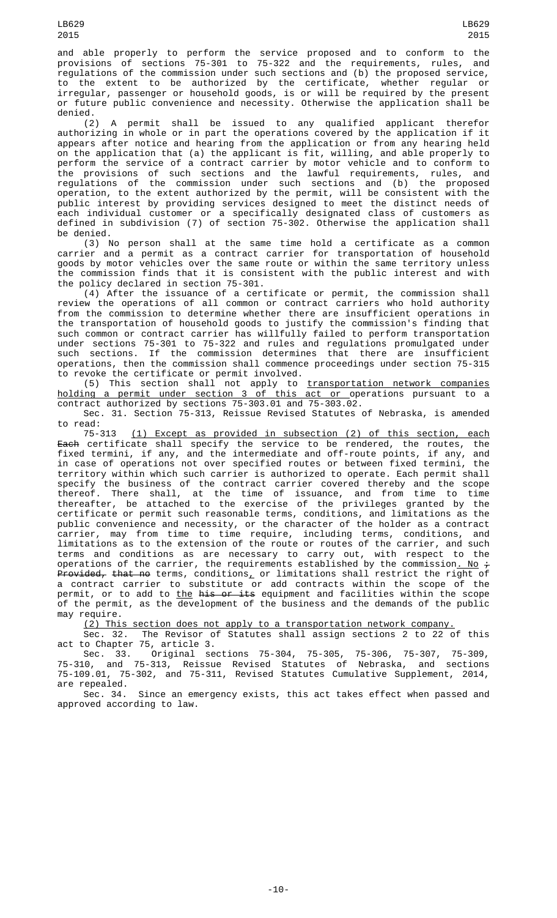and able properly to perform the service proposed and to conform to the provisions of sections 75-301 to 75-322 and the requirements, rules, and regulations of the commission under such sections and (b) the proposed service, to the extent to be authorized by the certificate, whether regular or irregular, passenger or household goods, is or will be required by the present or future public convenience and necessity. Otherwise the application shall be denied.

(2) A permit shall be issued to any qualified applicant therefor authorizing in whole or in part the operations covered by the application if it appears after notice and hearing from the application or from any hearing held on the application that (a) the applicant is fit, willing, and able properly to perform the service of a contract carrier by motor vehicle and to conform to the provisions of such sections and the lawful requirements, rules, and regulations of the commission under such sections and (b) the proposed operation, to the extent authorized by the permit, will be consistent with the public interest by providing services designed to meet the distinct needs of each individual customer or a specifically designated class of customers as defined in subdivision (7) of section 75-302. Otherwise the application shall be denied.

(3) No person shall at the same time hold a certificate as a common carrier and a permit as a contract carrier for transportation of household goods by motor vehicles over the same route or within the same territory unless the commission finds that it is consistent with the public interest and with the policy declared in section 75-301.

(4) After the issuance of a certificate or permit, the commission shall review the operations of all common or contract carriers who hold authority from the commission to determine whether there are insufficient operations in the transportation of household goods to justify the commission's finding that such common or contract carrier has willfully failed to perform transportation under sections 75-301 to 75-322 and rules and regulations promulgated under such sections. If the commission determines that there are insufficient operations, then the commission shall commence proceedings under section 75-315 to revoke the certificate or permit involved.

(5) This section shall not apply to transportation network companies holding a permit under section 3 of this act or operations pursuant to a contract authorized by sections 75-303.01 and 75-303.02.

Sec. 31. Section 75-313, Reissue Revised Statutes of Nebraska, is amended to read:

75-313 (1) Except as provided in subsection (2) of this section, each ~~Each~~ certificate shall specify the service to be rendered, the routes, the fixed termini, if any, and the intermediate and off-route points, if any, and in case of operations not over specified routes or between fixed termini, the territory within which such carrier is authorized to operate. Each permit shall specify the business of the contract carrier covered thereby and the scope thereof. There shall, at the time of issuance, and from time to time thereafter, be attached to the exercise of the privileges granted by the certificate or permit such reasonable terms, conditions, and limitations as the public convenience and necessity, or the character of the holder as a contract carrier, may from time to time require, including terms, conditions, and limitations as to the extension of the route or routes of the carrier, and such terms and conditions as are necessary to carry out, with respect to the operations of the carrier, the requirements established by the commission. No ~~; Provided, that no~~ terms, conditions, or limitations shall restrict the right of a contract carrier to substitute or add contracts within the scope of the permit, or to add to the ~~his or its~~ equipment and facilities within the scope of the permit, as the development of the business and the demands of the public may require.

(2) This section does not apply to a transportation network company.

Sec. 32. The Revisor of Statutes shall assign sections 2 to 22 of this act to Chapter 75, article 3.

Sec. 33. Original sections 75-304, 75-305, 75-306, 75-307, 75-309, 75-310, and 75-313, Reissue Revised Statutes of Nebraska, and sections 75-109.01, 75-302, and 75-311, Revised Statutes Cumulative Supplement, 2014, are repealed.

Sec. 34. Since an emergency exists, this act takes effect when passed and approved according to law.